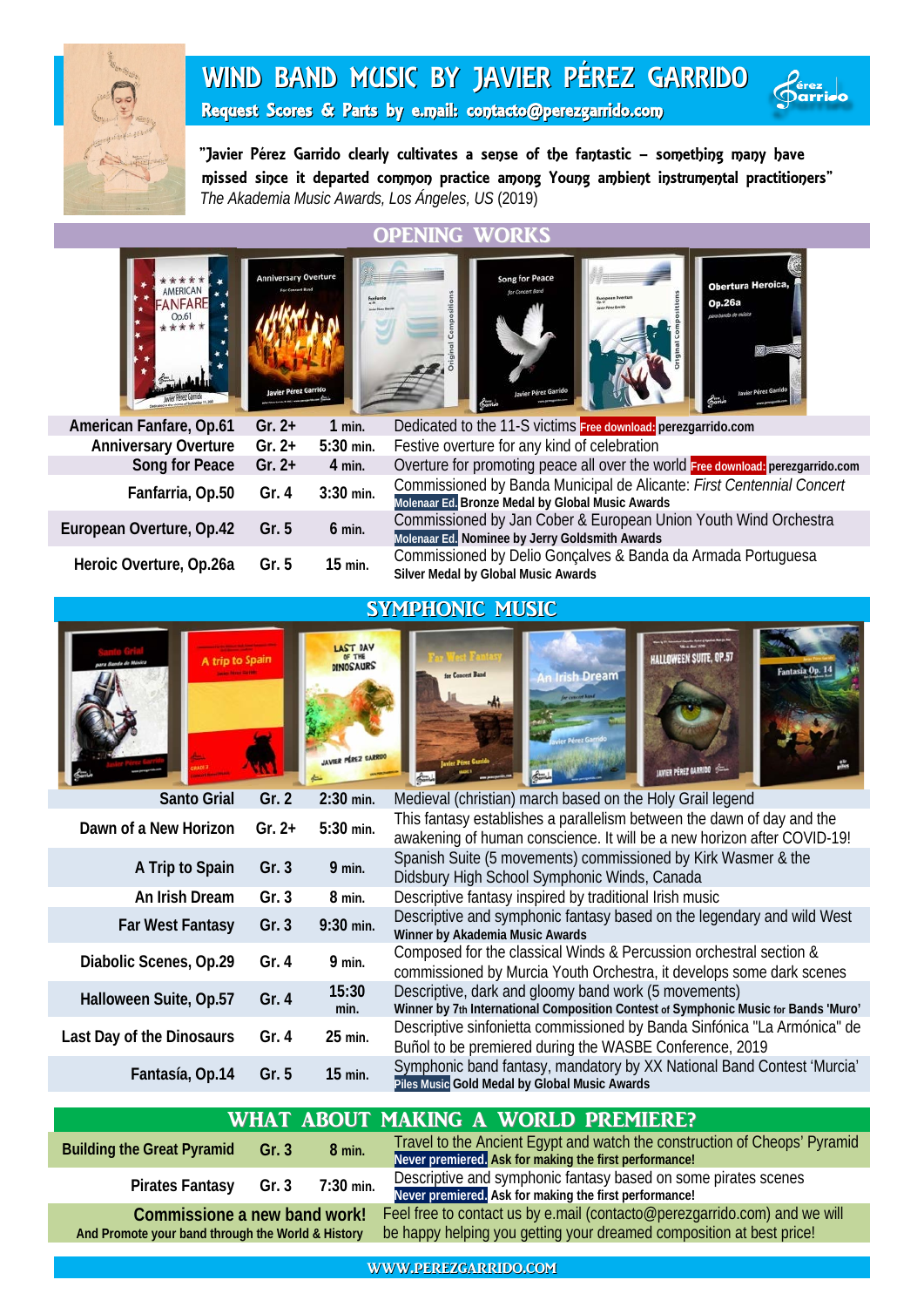# WIND BAND MUSIC BY JAVIER PÉREZ GARRIDO

**Request Scores & Parts by e.mail: contacto@perezgarrido.com**

"Javier Pérez Garrido clearly cultivates a sense of the fantastic – something many have missed since it departed common practice among young ambient instrumental practitioners"
*The Akademia Music Awards, Los Ángeles, US* (2019)

## OPENING WORKS

| Title | Grade | Duration | Description |
|---|---|---|---|
| American Fanfare, Op.61 | Gr. 2+ | 1 min. | Dedicated to the 11-S victims **Free download:** **perezgarrido.com** |
| Anniversary Overture | Gr. 2+ | 5:30 min. | Festive overture for any kind of celebration |
| Song for Peace | Gr. 2+ | 4 min. | Overture for promoting peace all over the world **Free download:** **perezgarrido.com** |
| Fanfarria, Op.50 | Gr. 4 | 3:30 min. | Commissioned by Banda Municipal de Alicante: *First Centennial Concert* **Molenaar Ed. Bronze Medal by Global Music Awards** |
| European Overture, Op.42 | Gr. 5 | 6 min. | Commissioned by Jan Cober & European Union Youth Wind Orchestra **Molenaar Ed. Nominee by Jerry Goldsmith Awards** |
| Heroic Overture, Op.26a | Gr. 5 | 15 min. | Commissioned by Delio Gonçalves & Banda da Armada Portuguesa **Silver Medal by Global Music Awards** |

## SYMPHONIC MUSIC

| Title | Grade | Duration | Description |
|---|---|---|---|
| Santo Grial | Gr. 2 | 2:30 min. | Medieval (christian) march based on the Holy Grail legend |
| Dawn of a New Horizon | Gr. 2+ | 5:30 min. | This fantasy establishes a parallelism between the dawn of day and the awakening of human conscience. It will be a new horizon after COVID-19! |
| A Trip to Spain | Gr. 3 | 9 min. | Spanish Suite (5 movements) commissioned by Kirk Wasmer & the Didsbury High School Symphonic Winds, Canada |
| An Irish Dream | Gr. 3 | 8 min. | Descriptive fantasy inspired by traditional Irish music |
| Far West Fantasy | Gr. 3 | 9:30 min. | Descriptive and symphonic fantasy based on the legendary and wild West **Winner by Akademia Music Awards** |
| Diabolic Scenes, Op.29 | Gr. 4 | 9 min. | Composed for the classical Winds & Percussion orchestral section & commissioned by Murcia Youth Orchestra, it develops some dark scenes |
| Halloween Suite, Op.57 | Gr. 4 | 15:30 min. | Descriptive, dark and gloomy band work (5 movements) **Winner by 7th International Composition Contest of Symphonic Music for Bands 'Muro'** |
| Last Day of the Dinosaurs | Gr. 4 | 25 min. | Descriptive sinfonietta commissioned by Banda Sinfónica "La Armónica" de Buñol to be premiered during the WASBE Conference, 2019 |
| Fantasía, Op.14 | Gr. 5 | 15 min. | Symphonic band fantasy, mandatory by XX National Band Contest 'Murcia' **Piles Music Gold Medal by Global Music Awards** |

## WHAT ABOUT MAKING A WORLD PREMIERE?

| Title | Grade | Duration | Description |
|---|---|---|---|
| Building the Great Pyramid | Gr. 3 | 8 min. | Travel to the Ancient Egypt and watch the construction of Cheops' Pyramid **Never premiered. Ask for making the first performance!** |
| Pirates Fantasy | Gr. 3 | 7:30 min. | Descriptive and symphonic fantasy based on some pirates scenes **Never premiered. Ask for making the first performance!** |

**Commissione a new band work!**
**And Promote your band through the World & History**

Feel free to contact us by e.mail (contacto@perezgarrido.com) and we will be happy helping you getting your dreamed composition at best price!

WWW.PEREZGARRIDO.COM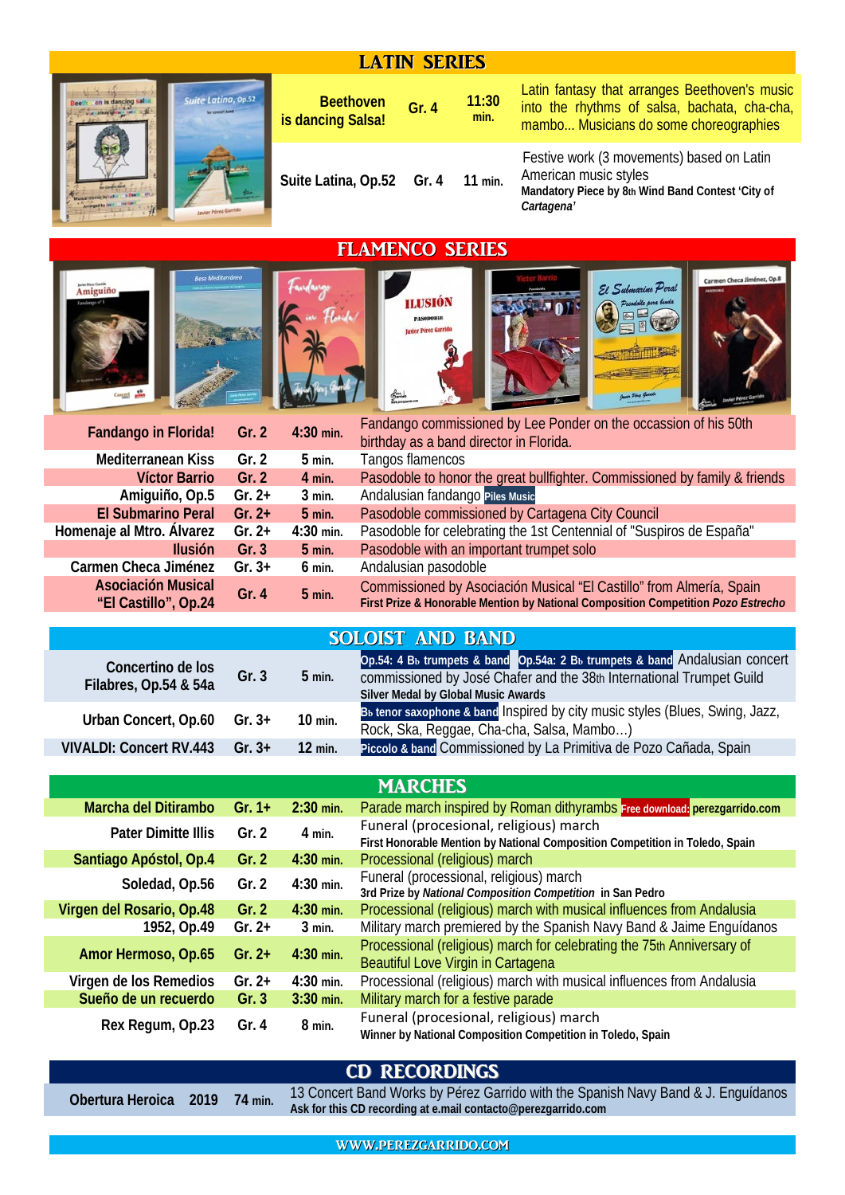## LATIN SERIES

| | | | |
|---|---|---|---|
| Beethoven is dancing Salsa! | Gr. 4 | 11:30 min. | Latin fantasy that arranges Beethoven's music into the rhythms of salsa, bachata, cha-cha, mambo... Musicians do some choreographies |
| Suite Latina, Op.52 | Gr. 4 | 11 min. | Festive work (3 movements) based on Latin American music styles **Mandatory Piece by 8th Wind Band Contest 'City of *Cartagena'*** |

## FLAMENCO SERIES

| | | | |
|---|---|---|---|
| Fandango in Florida! | Gr. 2 | 4:30 min. | Fandango commissioned by Lee Ponder on the occassion of his 50th birthday as a band director in Florida. |
| Mediterranean Kiss | Gr. 2 | 5 min. | Tangos flamencos |
| Víctor Barrio | Gr. 2 | 4 min. | Pasodoble to honor the great bullfighter. Commissioned by family & friends |
| Amiguiño, Op.5 | Gr. 2+ | 3 min. | Andalusian fandango **Piles Music** |
| El Submarino Peral | Gr. 2+ | 5 min. | Pasodoble commissioned by Cartagena City Council |
| Homenaje al Mtro. Álvarez | Gr. 2+ | 4:30 min. | Pasodoble for celebrating the 1st Centennial of "Suspiros de España" |
| Ilusión | Gr. 3 | 5 min. | Pasodoble with an important trumpet solo |
| Carmen Checa Jiménez | Gr. 3+ | 6 min. | Andalusian pasodoble |
| Asociación Musical "El Castillo", Op.24 | Gr. 4 | 5 min. | Commissioned by Asociación Musical "El Castillo" from Almería, Spain **First Prize & Honorable Mention by National Composition Competition *Pozo Estrecho*** |

## SOLOIST AND BAND

| | | | |
|---|---|---|---|
| Concertino de los Filabres, Op.54 & 54a | Gr. 3 | 5 min. | **Op.54: 4 B♭ trumpets & band** **Op.54a: 2 B♭ trumpets & band** Andalusian concert commissioned by José Chafer and the 38th International Trumpet Guild **Silver Medal by Global Music Awards** |
| Urban Concert, Op.60 | Gr. 3+ | 10 min. | **B♭ tenor saxophone & band** Inspired by city music styles (Blues, Swing, Jazz, Rock, Ska, Reggae, Cha-cha, Salsa, Mambo…) |
| VIVALDI: Concert RV.443 | Gr. 3+ | 12 min. | **Piccolo & band** Commissioned by La Primitiva de Pozo Cañada, Spain |

## MARCHES

| | | | |
|---|---|---|---|
| Marcha del Ditirambo | Gr. 1+ | 2:30 min. | Parade march inspired by Roman dithyrambs **Free download: perezgarrido.com** |
| Pater Dimitte Illis | Gr. 2 | 4 min. | Funeral (procesional, religious) march **First Honorable Mention by National Composition Competition in Toledo, Spain** |
| Santiago Apóstol, Op.4 | Gr. 2 | 4:30 min. | Processional (religious) march |
| Soledad, Op.56 | Gr. 2 | 4:30 min. | Funeral (procesional, religious) march **3rd Prize by *National Composition Competition* in San Pedro** |
| Virgen del Rosario, Op.48 | Gr. 2 | 4:30 min. | Processional (religious) march with musical influences from Andalusia |
| 1952, Op.49 | Gr. 2+ | 3 min. | Military march premiered by the Spanish Navy Band & Jaime Enguídanos |
| Amor Hermoso, Op.65 | Gr. 2+ | 4:30 min. | Processional (religious) march for celebrating the 75th Anniversary of Beautiful Love Virgin in Cartagena |
| Virgen de los Remedios | Gr. 2+ | 4:30 min. | Processional (religious) march with musical influences from Andalusia |
| Sueño de un recuerdo | Gr. 3 | 3:30 min. | Military march for a festive parade |
| Rex Regum, Op.23 | Gr. 4 | 8 min. | Funeral (procesional, religious) march **Winner by National Composition Competition in Toledo, Spain** |

## CD RECORDINGS

| | | | |
|---|---|---|---|
| Obertura Heroica | 2019 | 74 min. | 13 Concert Band Works by Pérez Garrido with the Spanish Navy Band & J. Enguídanos **Ask for this CD recording at e.mail contacto@perezgarrido.com** |

WWW.PEREZGARRIDO.COM